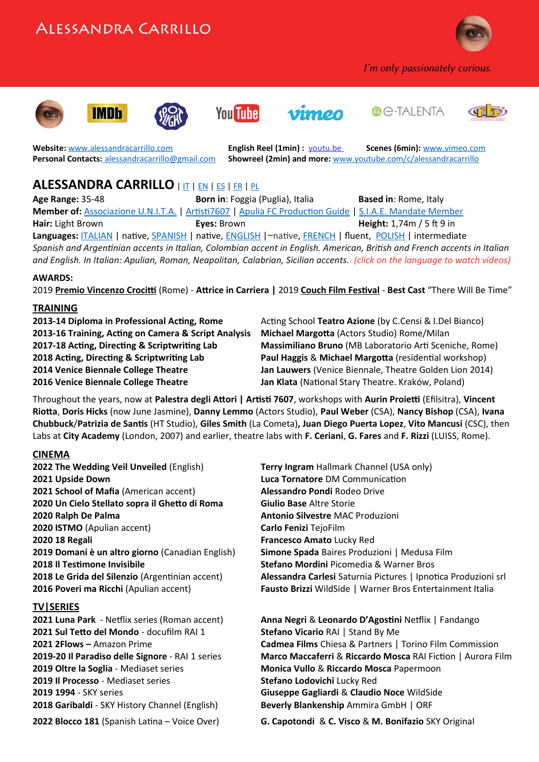# Alessandra Carrillo

*I'm only passionately curious.*

**Website:** www.alessandracarrillo.com
**Personal Contacts:** alessandracarrillo@gmail.com
**English Reel (1min) :** youtu.be
**Scenes (6min):** www.vimeo.com
**Showreel (2min) and more:** www.youtube.com/c/alessandracarrillo

## ALESSANDRA CARRILLO | IT | EN | ES | FR | PL

**Age Range:** 35-48
**Born in**: Foggia (Puglia), Italia
**Based in**: Rome, Italy
**Member of:** Associazione U.N.I.T.A. | Artisti7607 | Apulia FC Production Guide | S.I.A.E. Mandate Member
**Hair:** Light Brown
**Eyes:** Brown
**Height:** 1,74m / 5 ft 9 in
**Languages:** ITALIAN | native, SPANISH | native, ENGLISH |~native, FRENCH | fluent, POLISH | intermediate

*Spanish and Argentinian accents in Italian, Colombian accent in English. American, British and French accents in Italian and English. In Italian: Apulian, Roman, Neapolitan, Calabrian, Sicilian accents. (click on the language to watch videos)*

**AWARDS:**

2019 **Premio Vincenzo Crocitti** (Rome) - **Attrice in Carriera |** 2019 **Couch Film Festival** - **Best Cast** "There Will Be Time"

## TRAINING

**2013-14 Diploma in Professional Acting, Rome** — Acting School **Teatro Azione** (by C.Censi & I.Del Bianco)
**2013-16 Training, Acting on Camera & Script Analysis** — **Michael Margotta** (Actors Studio) Rome/Milan
**2017-18 Acting, Directing & Scriptwriting Lab** — **Massimiliano Bruno** (MB Laboratorio Arti Sceniche, Rome)
**2018 Acting, Directing & Scriptwriting Lab** — **Paul Haggis** & **Michael Margotta** (residential workshop)
**2014 Venice Biennale College Theatre** — **Jan Lauwers** (Venice Biennale, Theatre Golden Lion 2014)
**2016 Venice Biennale College Theatre** — **Jan Klata** (National Stary Theatre. Kraków, Poland)

Throughout the years, now at **Palestra degli Attori | Artisti 7607**, workshops with **Aurin Proietti** (Efilsitra), **Vincent Riotta**, **Doris Hicks** (now June Jasmine), **Danny Lemmo** (Actors Studio), **Paul Weber** (CSA), **Nancy Bishop** (CSA), **Ivana Chubbuck**/**Patrizia de Santis** (HT Studio), **Giles Smith** (La Cometa)**, Juan Diego Puerta Lopez**, **Vito Mancusi** (CSC), then Labs at **City Academy** (London, 2007) and earlier, theatre labs with **F. Ceriani**, **G. Fares** and **F. Rizzi** (LUISS, Rome).

## CINEMA

**2022 The Wedding Veil Unveiled** (English) — **Terry Ingram** Hallmark Channel (USA only)
**2021 Upside Down** — **Luca Tornatore** DM Communication
**2021 School of Mafia** (American accent) — **Alessandro Pondi** Rodeo Drive
**2020 Un Cielo Stellato sopra il Ghetto di Roma** — **Giulio Base** Altre Storie
**2020 Ralph De Palma** — **Antonio Silvestre** MAC Produzioni
**2020 ISTMO** (Apulian accent) — **Carlo Fenizi** TejoFilm
**2020 18 Regali** — **Francesco Amato** Lucky Red
**2019 Domani è un altro giorno** (Canadian English) — **Simone Spada** Baires Produzioni | Medusa Film
**2018 Il Testimone Invisibile** — **Stefano Mordini** Picomedia & Warner Bros
**2018 Le Grida del Silenzio** (Argentinian accent) — **Alessandra Carlesi** Saturnia Pictures | Ipnotica Produzioni srl
**2016 Poveri ma Ricchi** (Apulian accent) — **Fausto Brizzi** WildSide | Warner Bros Entertainment Italia

## TV|SERIES

**2021 Luna Park** - Netflix series (Roman accent) — **Anna Negri** & **Leonardo D'Agostini** Netflix | Fandango
**2021 Sul Tetto del Mondo** - docufilm RAI 1 — **Stefano Vicario** RAI | Stand By Me
**2021 2Flows –** Amazon Prime — **Cadmea Films** Chiesa & Partners | Torino Film Commission
**2019-20 Il Paradiso delle Signore** - RAI 1 series — **Marco Maccaferri** & **Riccardo Mosca** RAI Fiction | Aurora Film
**2019 Oltre la Soglia** - Mediaset series — **Monica Vullo** & **Riccardo Mosca** Papermoon
**2019 Il Processo** - Mediaset series — **Stefano Lodovichi** Lucky Red
**2019 1994** - SKY series — **Giuseppe Gagliardi** & **Claudio Noce** WildSide
**2018 Garibaldi** - SKY History Channel (English) — **Beverly Blankenship** Ammira GmbH | ORF

**2022 Blocco 181** (Spanish Latina – Voice Over) — **G. Capotondi** & **C. Visco** & **M. Bonifazio** SKY Original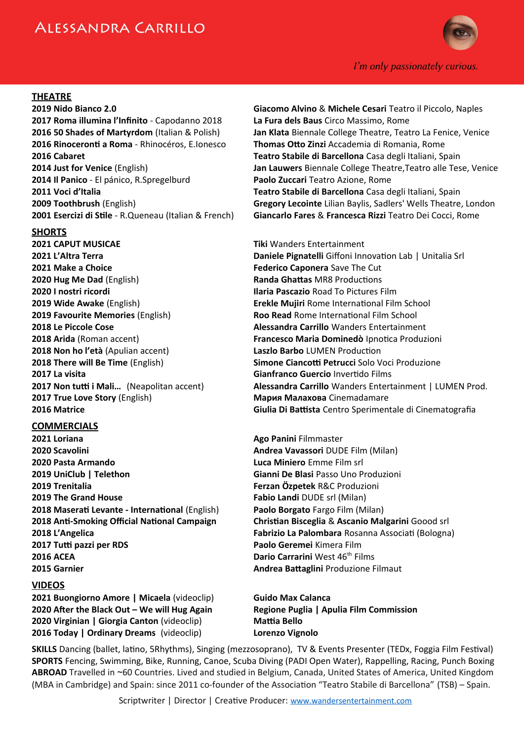# Alessandra Carrillo

*I'm only passionately curious.*

## THEATRE

| | |
|---|---|
| **2019 Nido Bianco 2.0** | **Giacomo Alvino** & **Michele Cesari** Teatro il Piccolo, Naples |
| **2017 Roma illumina l'Infinito** - Capodanno 2018 | **La Fura dels Baus** Circo Massimo, Rome |
| **2016 50 Shades of Martyrdom** (Italian & Polish) | **Jan Klata** Biennale College Theatre, Teatro La Fenice, Venice |
| **2016 Rinoceronti a Roma** - Rhinocéros, E.Ionesco | **Thomas Otto Zinzi** Accademia di Romania, Rome |
| **2016 Cabaret** | **Teatro Stabile di Barcellona** Casa degli Italiani, Spain |
| **2014 Just for Venice** (English) | **Jan Lauwers** Biennale College Theatre,Teatro alle Tese, Venice |
| **2014 Il Panico** - El pánico, R.Spregelburd | **Paolo Zuccari** Teatro Azione, Rome |
| **2011 Voci d'Italia** | **Teatro Stabile di Barcellona** Casa degli Italiani, Spain |
| **2009 Toothbrush** (English) | **Gregory Lecointe** Lilian Baylis, Sadlers' Wells Theatre, London |
| **2001 Esercizi di Stile** - R.Queneau (Italian & French) | **Giancarlo Fares** & **Francesca Rizzi** Teatro Dei Cocci, Rome |

## SHORTS

| | |
|---|---|
| **2021 CAPUT MUSICAE** | **Tiki** Wanders Entertainment |
| **2021 L'Altra Terra** | **Daniele Pignatelli** Giffoni Innovation Lab \| Unitalia Srl |
| **2021 Make a Choice** | **Federico Caponera** Save The Cut |
| **2020 Hug Me Dad** (English) | **Randa Ghattas** MR8 Productions |
| **2020 I nostri ricordi** | **Ilaria Pascazio** Road To Pictures Film |
| **2019 Wide Awake** (English) | **Erekle Mujiri** Rome International Film School |
| **2019 Favourite Memories** (English) | **Roo Read** Rome International Film School |
| **2018 Le Piccole Cose** | **Alessandra Carrillo** Wanders Entertainment |
| **2018 Arida** (Roman accent) | **Francesco Maria Dominedò** Ipnotica Produzioni |
| **2018 Non ho l'età** (Apulian accent) | **Laszlo Barbo** LUMEN Production |
| **2018 There will Be Time** (English) | **Simone Ciancotti Petrucci** Solo Voci Produzione |
| **2017 La visita** | **Gianfranco Guercio** Invertido Films |
| **2017 Non tutti i Mali…** (Neapolitan accent) | **Alessandra Carrillo** Wanders Entertainment \| LUMEN Prod. |
| **2017 True Love Story** (English) | **Мария Малахова** Cinemadamare |
| **2016 Matrice** | **Giulia Di Battista** Centro Sperimentale di Cinematografia |

## COMMERCIALS

| | |
|---|---|
| **2021 Loriana** | **Ago Panini** Filmmaster |
| **2020 Scavolini** | **Andrea Vavassori** DUDE Film (Milan) |
| **2020 Pasta Armando** | **Luca Miniero** Emme Film srl |
| **2019 UniClub \| Telethon** | **Gianni De Blasi** Passo Uno Produzioni |
| **2019 Trenitalia** | **Ferzan Özpetek** R&C Produzioni |
| **2019 The Grand House** | **Fabio Landi** DUDE srl (Milan) |
| **2018 Maserati Levante - International** (English) | **Paolo Borgato** Fargo Film (Milan) |
| **2018 Anti-Smoking Official National Campaign** | **Christian Bisceglia** & **Ascanio Malgarini** Goood srl |
| **2018 L'Angelica** | **Fabrizio La Palombara** Rosanna Associati (Bologna) |
| **2017 Tutti pazzi per RDS** | **Paolo Geremei** Kimera Film |
| **2016 ACEA** | **Dario Carrarini** West 46th Films |
| **2015 Garnier** | **Andrea Battaglini** Produzione Filmaut |

## VIDEOS

| | |
|---|---|
| **2021 Buongiorno Amore \| Micaela** (videoclip) | **Guido Max Calanca** |
| **2020 After the Black Out – We will Hug Again** | **Regione Puglia \| Apulia Film Commission** |
| **2020 Virginian \| Giorgia Canton** (videoclip) | **Mattia Bello** |
| **2016 Today \| Ordinary Dreams** (videoclip) | **Lorenzo Vignolo** |

**SKILLS** Dancing (ballet, latino, 5Rhythms), Singing (mezzosoprano), TV & Events Presenter (TEDx, Foggia Film Festival)
**SPORTS** Fencing, Swimming, Bike, Running, Canoe, Scuba Diving (PADI Open Water), Rappelling, Racing, Punch Boxing
**ABROAD** Travelled in ~60 Countries. Lived and studied in Belgium, Canada, United States of America, United Kingdom (MBA in Cambridge) and Spain: since 2011 co-founder of the Association "Teatro Stabile di Barcellona" (TSB) – Spain.

Scriptwriter | Director | Creative Producer: www.wandersentertainment.com